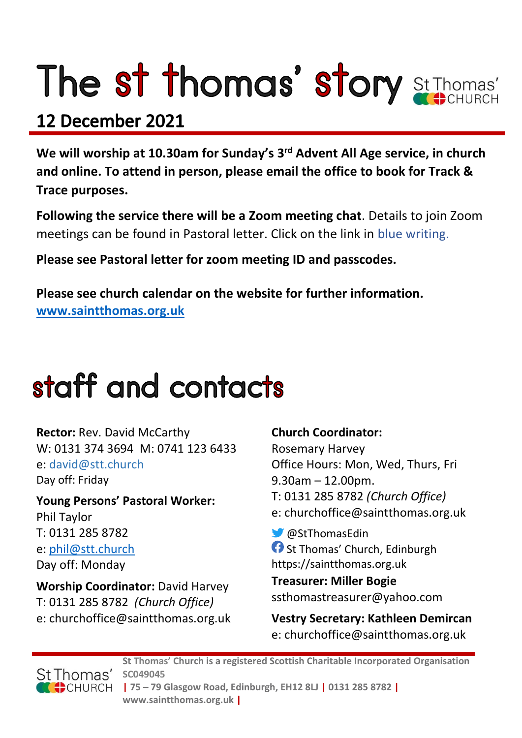# The st thomas' story

## 12 December 2021

**We will worship at 10.30am for Sunday's 3rd Advent All Age service, in church and online. To attend in person, please email the office to book for Track & Trace purposes.**

**Following the service there will be a Zoom meeting chat**. Details to join Zoom meetings can be found in Pastoral letter. Click on the link in blue writing.

**Please see Pastoral letter for zoom meeting ID and passcodes.**

**Please see church calendar on the website for further information.**
**www.saintthomas.org.uk**

# staff and contacts

**Rector:** Rev. David McCarthy
W: 0131 374 3694 M: 0741 123 6433
e: david@stt.church
Day off: Friday

**Young Persons' Pastoral Worker:**
Phil Taylor
T: 0131 285 8782
e: phil@stt.church
Day off: Monday

**Worship Coordinator:** David Harvey
T: 0131 285 8782 *(Church Office)*
e: churchoffice@saintthomas.org.uk

**Church Coordinator:**
Rosemary Harvey
Office Hours: Mon, Wed, Thurs, Fri
9.30am – 12.00pm.
T: 0131 285 8782 *(Church Office)*
e: churchoffice@saintthomas.org.uk

@StThomasEdin
St Thomas' Church, Edinburgh
https://saintthomas.org.uk

**Treasurer: Miller Bogie**
ssthomastreasurer@yahoo.com

**Vestry Secretary: Kathleen Demircan**
e: churchoffice@saintthomas.org.uk

**St Thomas' Church is a registered Scottish Charitable Incorporated Organisation SC049045 | 75 – 79 Glasgow Road, Edinburgh, EH12 8LJ | 0131 285 8782 | www.saintthomas.org.uk |**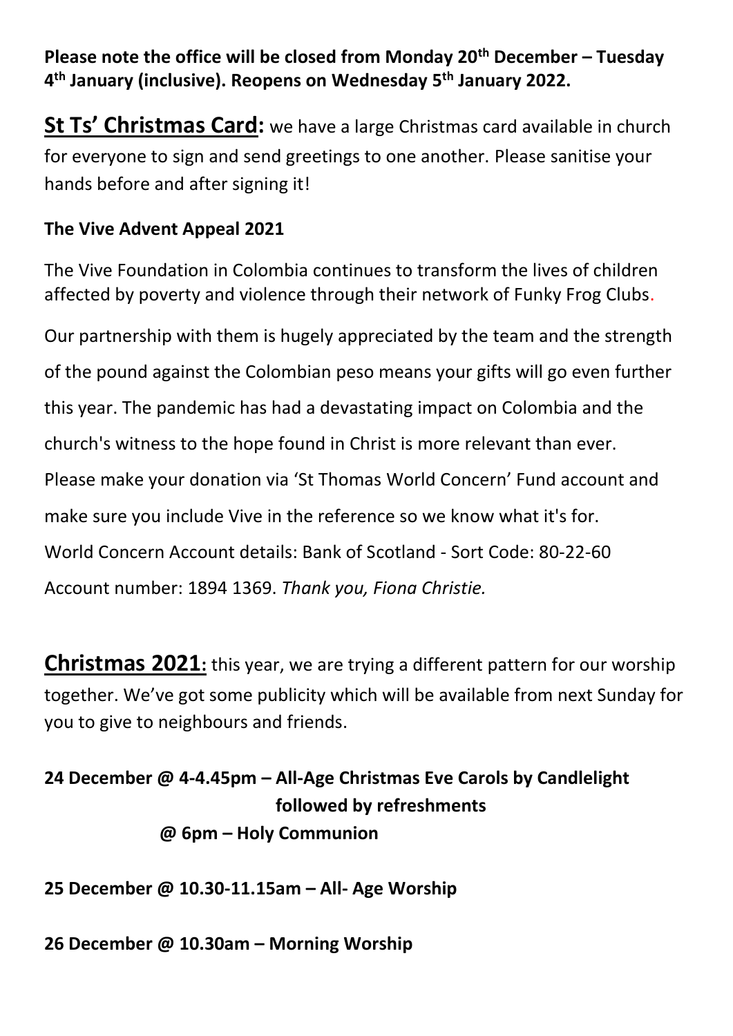**Please note the office will be closed from Monday 20th December – Tuesday 4th January (inclusive). Reopens on Wednesday 5th January 2022.**

**St Ts' Christmas Card:** we have a large Christmas card available in church for everyone to sign and send greetings to one another. Please sanitise your hands before and after signing it!

**The Vive Advent Appeal 2021**

The Vive Foundation in Colombia continues to transform the lives of children affected by poverty and violence through their network of Funky Frog Clubs.

Our partnership with them is hugely appreciated by the team and the strength of the pound against the Colombian peso means your gifts will go even further this year. The pandemic has had a devastating impact on Colombia and the church's witness to the hope found in Christ is more relevant than ever. Please make your donation via 'St Thomas World Concern' Fund account and make sure you include Vive in the reference so we know what it's for. World Concern Account details: Bank of Scotland - Sort Code: 80-22-60 Account number: 1894 1369. *Thank you, Fiona Christie.*

**Christmas 2021:** this year, we are trying a different pattern for our worship together. We've got some publicity which will be available from next Sunday for you to give to neighbours and friends.

**24 December @ 4-4.45pm – All-Age Christmas Eve Carols by Candlelight followed by refreshments**
**@ 6pm – Holy Communion**

**25 December @ 10.30-11.15am – All- Age Worship**

**26 December @ 10.30am – Morning Worship**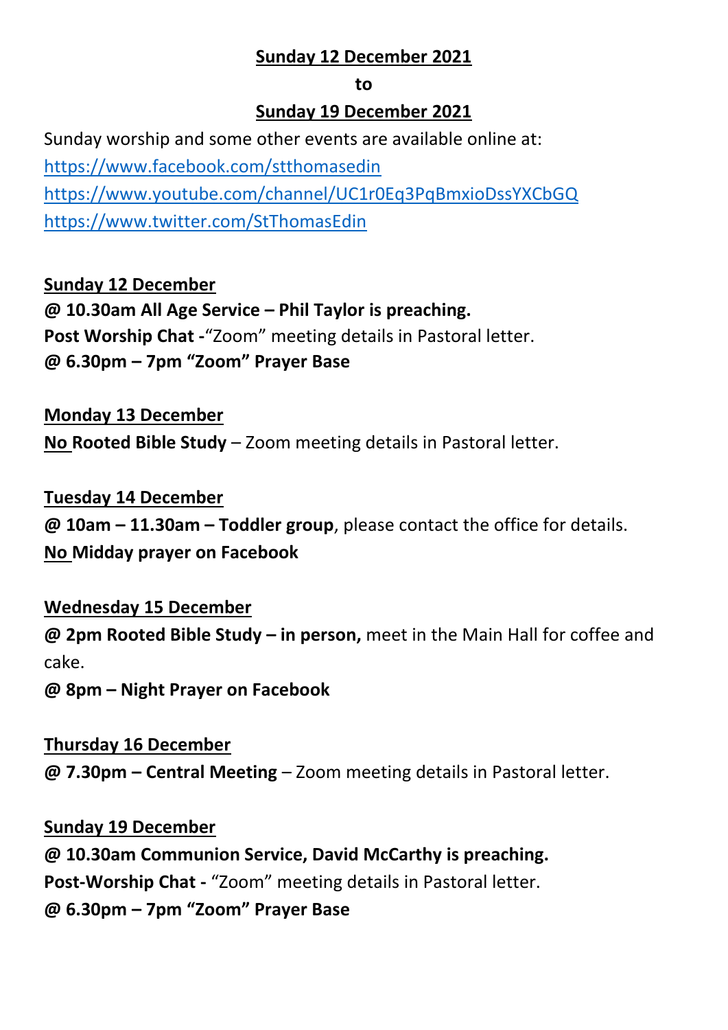**Sunday 12 December 2021**

**to**

**Sunday 19 December 2021**

Sunday worship and some other events are available online at:
https://www.facebook.com/stthomasedin
https://www.youtube.com/channel/UC1r0Eq3PqBmxioDssYXCbGQ
https://www.twitter.com/StThomasEdin

**Sunday 12 December**

**@ 10.30am All Age Service – Phil Taylor is preaching.**
**Post Worship Chat -**"Zoom" meeting details in Pastoral letter.
**@ 6.30pm – 7pm "Zoom" Prayer Base**

**Monday 13 December**

**No Rooted Bible Study** – Zoom meeting details in Pastoral letter.

**Tuesday 14 December**

**@ 10am – 11.30am – Toddler group**, please contact the office for details.
**No Midday prayer on Facebook**

**Wednesday 15 December**

**@ 2pm Rooted Bible Study – in person,** meet in the Main Hall for coffee and cake.
**@ 8pm – Night Prayer on Facebook**

**Thursday 16 December**

**@ 7.30pm – Central Meeting** – Zoom meeting details in Pastoral letter.

**Sunday 19 December**

**@ 10.30am Communion Service, David McCarthy is preaching.**
**Post-Worship Chat -** "Zoom" meeting details in Pastoral letter.
**@ 6.30pm – 7pm "Zoom" Prayer Base**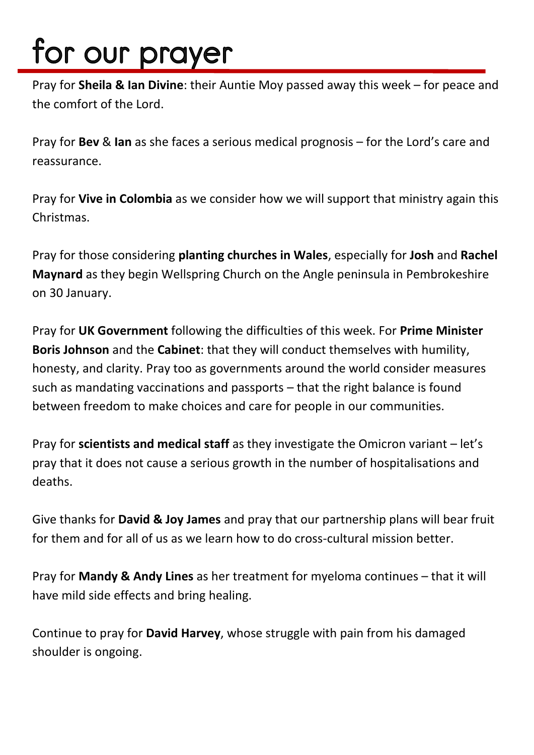# for our prayer

Pray for **Sheila & Ian Divine**: their Auntie Moy passed away this week – for peace and the comfort of the Lord.

Pray for **Bev** & **Ian** as she faces a serious medical prognosis – for the Lord's care and reassurance.

Pray for **Vive in Colombia** as we consider how we will support that ministry again this Christmas.

Pray for those considering **planting churches in Wales**, especially for **Josh** and **Rachel Maynard** as they begin Wellspring Church on the Angle peninsula in Pembrokeshire on 30 January.

Pray for **UK Government** following the difficulties of this week. For **Prime Minister Boris Johnson** and the **Cabinet**: that they will conduct themselves with humility, honesty, and clarity. Pray too as governments around the world consider measures such as mandating vaccinations and passports – that the right balance is found between freedom to make choices and care for people in our communities.

Pray for **scientists and medical staff** as they investigate the Omicron variant – let's pray that it does not cause a serious growth in the number of hospitalisations and deaths.

Give thanks for **David & Joy James** and pray that our partnership plans will bear fruit for them and for all of us as we learn how to do cross-cultural mission better.

Pray for **Mandy & Andy Lines** as her treatment for myeloma continues – that it will have mild side effects and bring healing.

Continue to pray for **David Harvey**, whose struggle with pain from his damaged shoulder is ongoing.